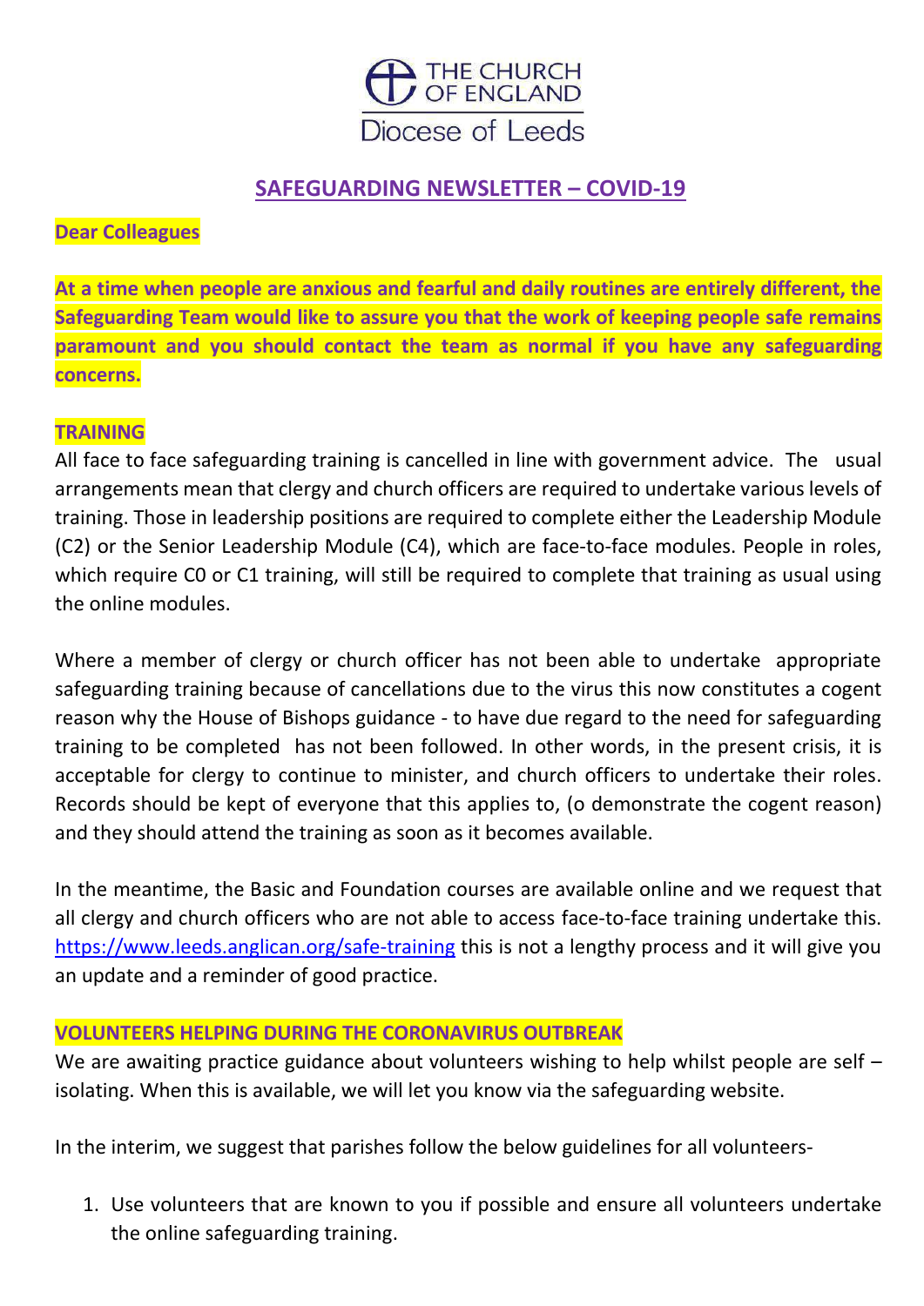THE CHURCH OF ENGLAND

Diocese of Leeds

# SAFEGUARDING NEWSLETTER – COVID-19

**Dear Colleagues**

**At a time when people are anxious and fearful and daily routines are entirely different, the Safeguarding Team would like to assure you that the work of keeping people safe remains paramount and you should contact the team as normal if you have any safeguarding concerns.**

## TRAINING

All face to face safeguarding training is cancelled in line with government advice. The usual arrangements mean that clergy and church officers are required to undertake various levels of training. Those in leadership positions are required to complete either the Leadership Module (C2) or the Senior Leadership Module (C4), which are face-to-face modules. People in roles, which require C0 or C1 training, will still be required to complete that training as usual using the online modules.

Where a member of clergy or church officer has not been able to undertake appropriate safeguarding training because of cancellations due to the virus this now constitutes a cogent reason why the House of Bishops guidance - to have due regard to the need for safeguarding training to be completed has not been followed. In other words, in the present crisis, it is acceptable for clergy to continue to minister, and church officers to undertake their roles. Records should be kept of everyone that this applies to, (o demonstrate the cogent reason) and they should attend the training as soon as it becomes available.

In the meantime, the Basic and Foundation courses are available online and we request that all clergy and church officers who are not able to access face-to-face training undertake this. https://www.leeds.anglican.org/safe-training this is not a lengthy process and it will give you an update and a reminder of good practice.

## VOLUNTEERS HELPING DURING THE CORONAVIRUS OUTBREAK

We are awaiting practice guidance about volunteers wishing to help whilst people are self – isolating. When this is available, we will let you know via the safeguarding website.

In the interim, we suggest that parishes follow the below guidelines for all volunteers-

1. Use volunteers that are known to you if possible and ensure all volunteers undertake the online safeguarding training.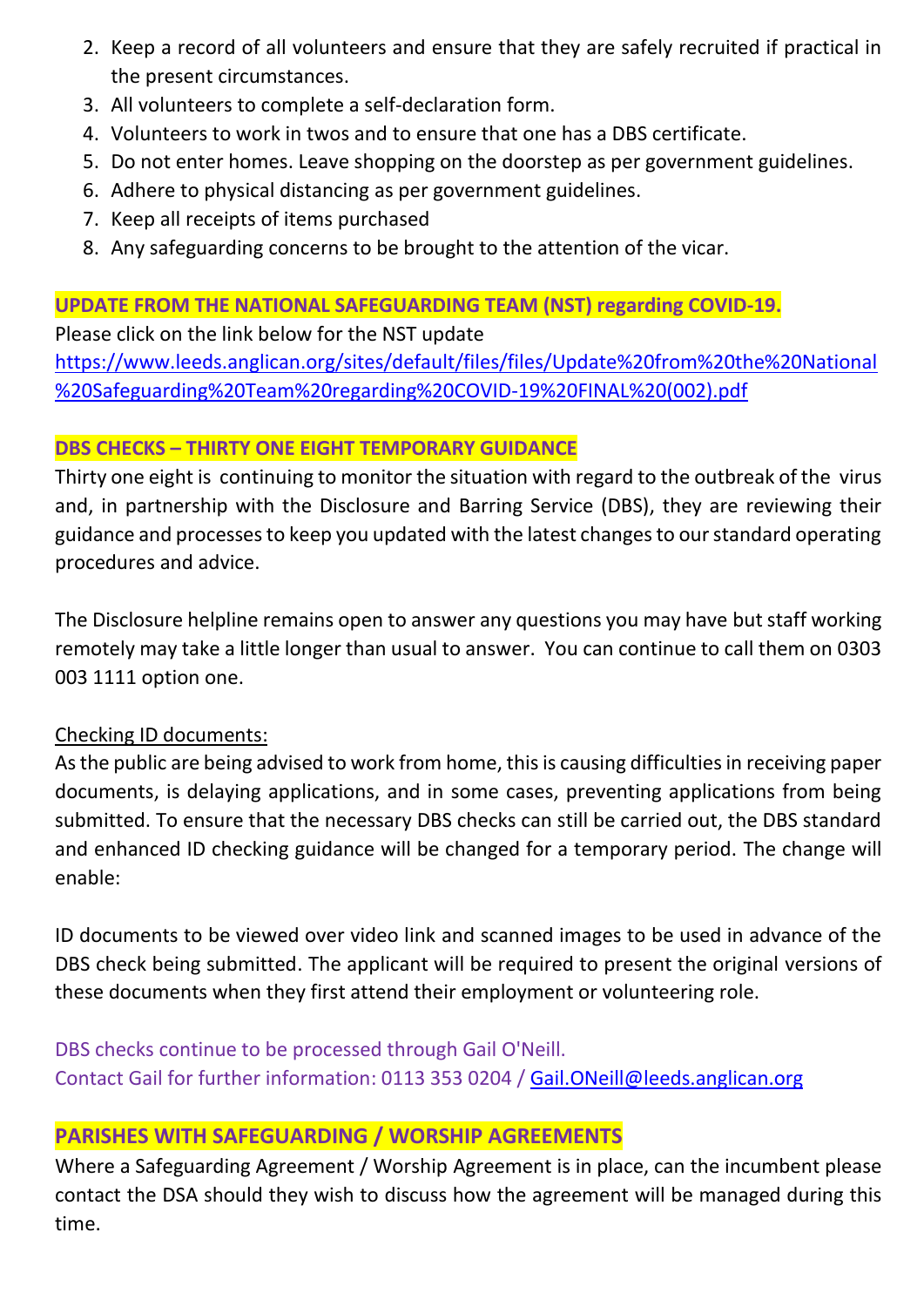2. Keep a record of all volunteers and ensure that they are safely recruited if practical in the present circumstances.
3. All volunteers to complete a self-declaration form.
4. Volunteers to work in twos and to ensure that one has a DBS certificate.
5. Do not enter homes. Leave shopping on the doorstep as per government guidelines.
6. Adhere to physical distancing as per government guidelines.
7. Keep all receipts of items purchased
8. Any safeguarding concerns to be brought to the attention of the vicar.

**UPDATE FROM THE NATIONAL SAFEGUARDING TEAM (NST) regarding COVID-19.**

Please click on the link below for the NST update
https://www.leeds.anglican.org/sites/default/files/files/Update%20from%20the%20National%20Safeguarding%20Team%20regarding%20COVID-19%20FINAL%20(002).pdf

**DBS CHECKS – THIRTY ONE EIGHT TEMPORARY GUIDANCE**

Thirty one eight is continuing to monitor the situation with regard to the outbreak of the virus and, in partnership with the Disclosure and Barring Service (DBS), they are reviewing their guidance and processes to keep you updated with the latest changes to our standard operating procedures and advice.

The Disclosure helpline remains open to answer any questions you may have but staff working remotely may take a little longer than usual to answer. You can continue to call them on 0303 003 1111 option one.

Checking ID documents:

As the public are being advised to work from home, this is causing difficulties in receiving paper documents, is delaying applications, and in some cases, preventing applications from being submitted. To ensure that the necessary DBS checks can still be carried out, the DBS standard and enhanced ID checking guidance will be changed for a temporary period. The change will enable:

ID documents to be viewed over video link and scanned images to be used in advance of the DBS check being submitted. The applicant will be required to present the original versions of these documents when they first attend their employment or volunteering role.

DBS checks continue to be processed through Gail O'Neill.
Contact Gail for further information: 0113 353 0204 / Gail.ONeill@leeds.anglican.org

**PARISHES WITH SAFEGUARDING / WORSHIP AGREEMENTS**

Where a Safeguarding Agreement / Worship Agreement is in place, can the incumbent please contact the DSA should they wish to discuss how the agreement will be managed during this time.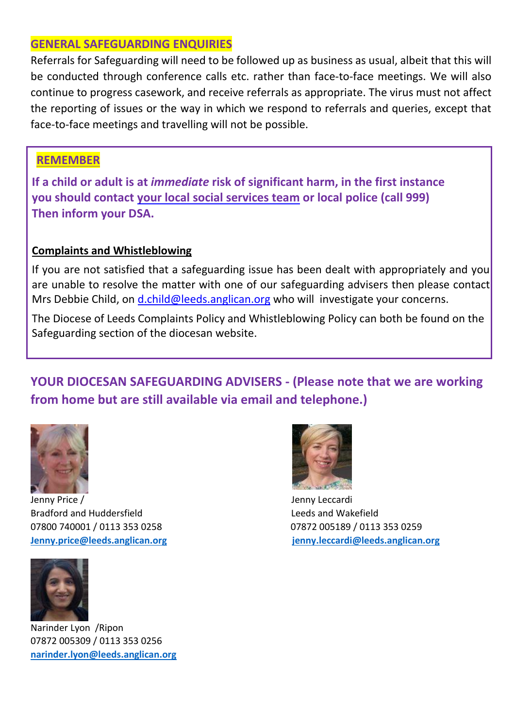## GENERAL SAFEGUARDING ENQUIRIES

Referrals for Safeguarding will need to be followed up as business as usual, albeit that this will be conducted through conference calls etc. rather than face-to-face meetings. We will also continue to progress casework, and receive referrals as appropriate. The virus must not affect the reporting of issues or the way in which we respond to referrals and queries, except that face-to-face meetings and travelling will not be possible.

### REMEMBER

**If a child or adult is at *immediate* risk of significant harm, in the first instance you should contact your local social services team or local police (call 999) Then inform your DSA.**

**Complaints and Whistleblowing**

If you are not satisfied that a safeguarding issue has been dealt with appropriately and you are unable to resolve the matter with one of our safeguarding advisers then please contact Mrs Debbie Child, on d.child@leeds.anglican.org who will investigate your concerns.

The Diocese of Leeds Complaints Policy and Whistleblowing Policy can both be found on the Safeguarding section of the diocesan website.

## YOUR DIOCESAN SAFEGUARDING ADVISERS - (Please note that we are working from home but are still available via email and telephone.)

Jenny Price /
Bradford and Huddersfield
07800 740001 / 0113 353 0258
**Jenny.price@leeds.anglican.org**

Jenny Leccardi
Leeds and Wakefield
07872 005189 / 0113 353 0259
**jenny.leccardi@leeds.anglican.org**

Narinder Lyon /Ripon
07872 005309 / 0113 353 0256
**narinder.lyon@leeds.anglican.org**